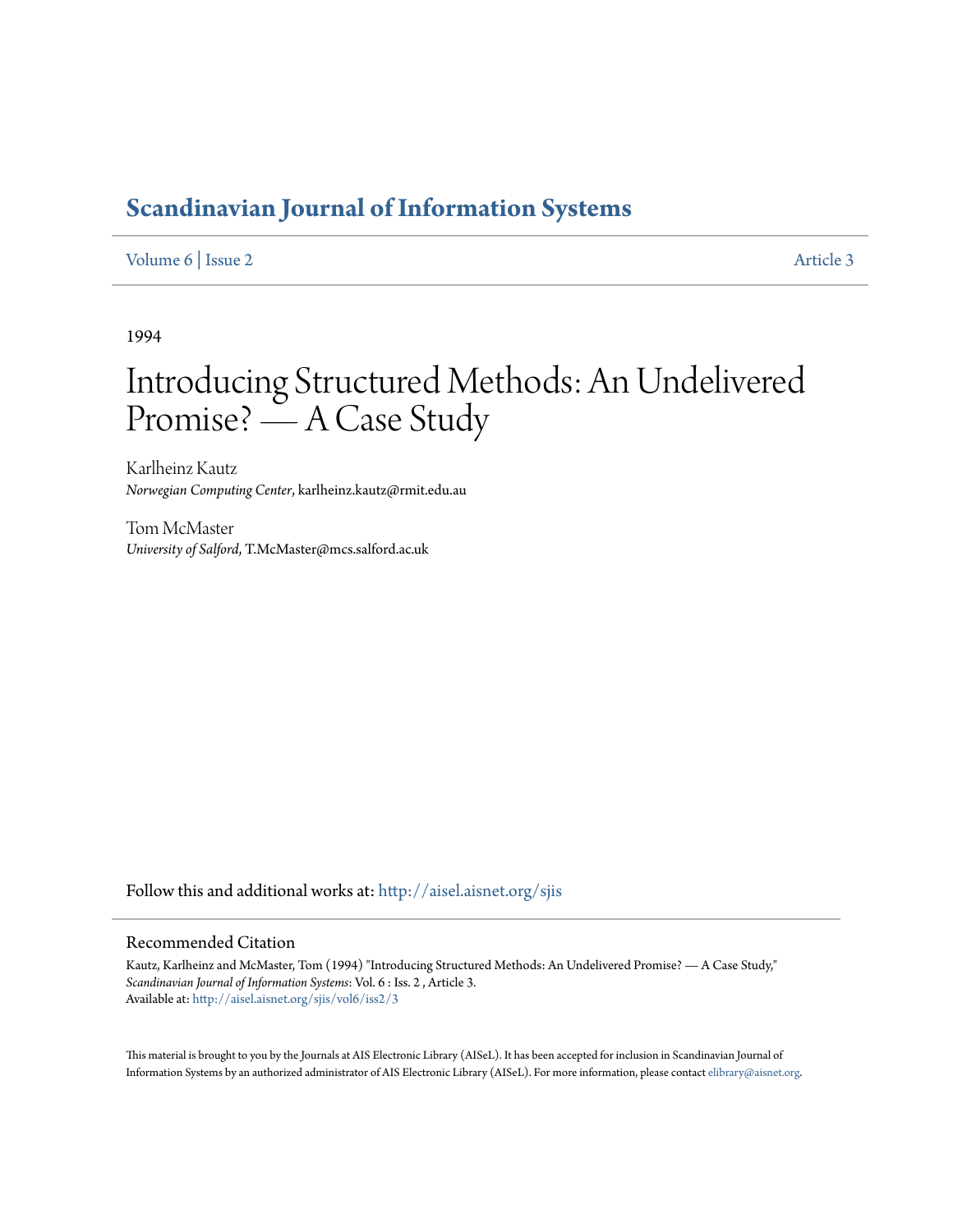# Scandinavian Journal of Information Systems

Volume 6 | Issue 2 | Article 3

1994

# Introducing Structured Methods: An Undelivered Promise? — A Case Study

Karlheinz Kautz
*Norwegian Computing Center*, karlheinz.kautz@rmit.edu.au

Tom McMaster
*University of Salford*, T.McMaster@mcs.salford.ac.uk

Follow this and additional works at: http://aisel.aisnet.org/sjis

## Recommended Citation

Kautz, Karlheinz and McMaster, Tom (1994) "Introducing Structured Methods: An Undelivered Promise? — A Case Study," *Scandinavian Journal of Information Systems*: Vol. 6 : Iss. 2 , Article 3.
Available at: http://aisel.aisnet.org/sjis/vol6/iss2/3

This material is brought to you by the Journals at AIS Electronic Library (AISeL). It has been accepted for inclusion in Scandinavian Journal of Information Systems by an authorized administrator of AIS Electronic Library (AISeL). For more information, please contact elibrary@aisnet.org.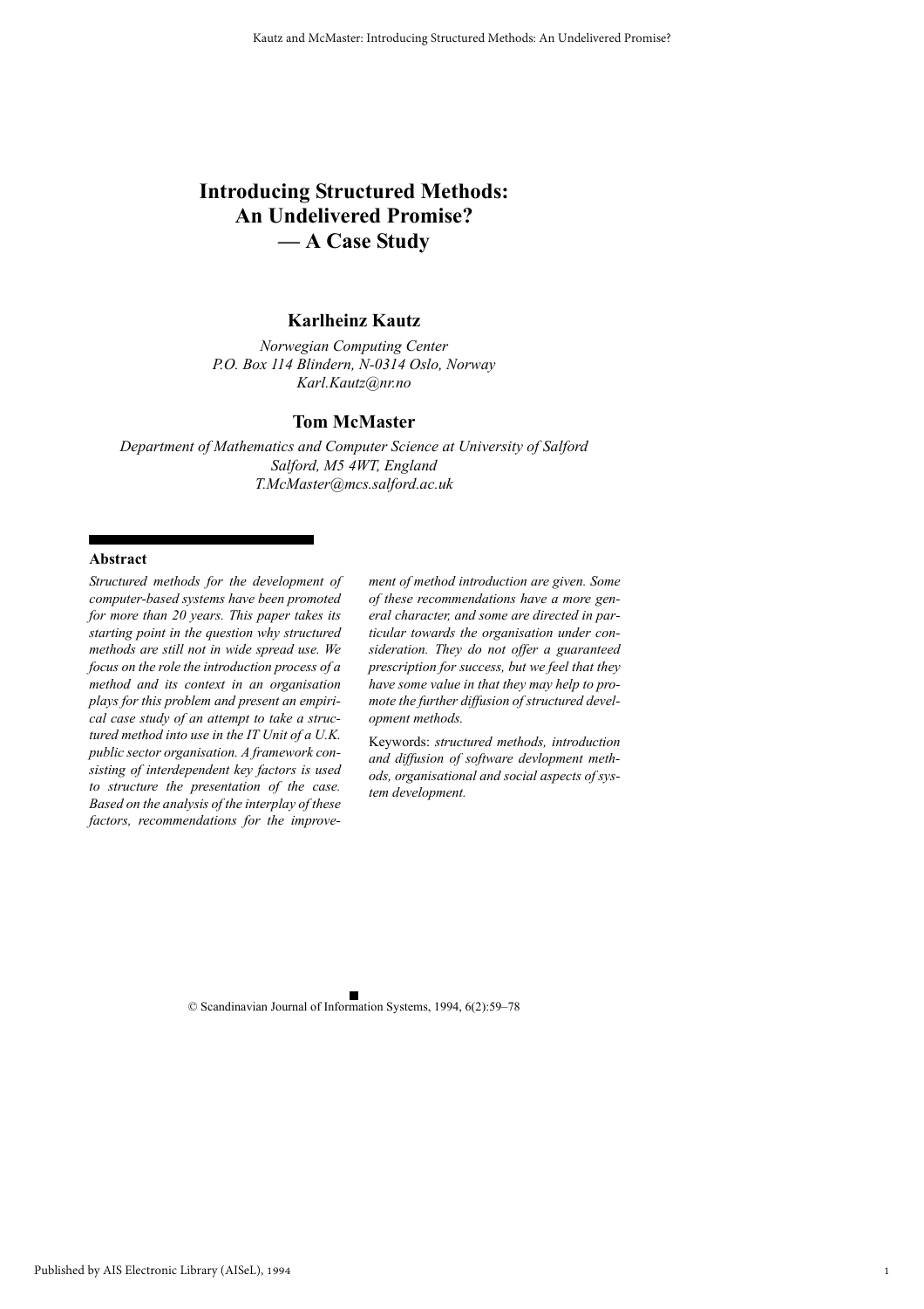# Introducing Structured Methods: An Undelivered Promise? — A Case Study

## Karlheinz Kautz

*Norwegian Computing Center*
*P.O. Box 114 Blindern, N-0314 Oslo, Norway*
*Karl.Kautz@nr.no*

## Tom McMaster

*Department of Mathematics and Computer Science at University of Salford*
*Salford, M5 4WT, England*
*T.McMaster@mcs.salford.ac.uk*

### Abstract

*Structured methods for the development of computer-based systems have been promoted for more than 20 years. This paper takes its starting point in the question why structured methods are still not in wide spread use. We focus on the role the introduction process of a method and its context in an organisation plays for this problem and present an empirical case study of an attempt to take a structured method into use in the IT Unit of a U.K. public sector organisation. A framework consisting of interdependent key factors is used to structure the presentation of the case. Based on the analysis of the interplay of these factors, recommendations for the improvement of method introduction are given. Some of these recommendations have a more general character, and some are directed in particular towards the organisation under consideration. They do not offer a guaranteed prescription for success, but we feel that they have some value in that they may help to promote the further diffusion of structured development methods.*

Keywords: *structured methods, introduction and diffusion of software devlopment methods, organisational and social aspects of system development.*

© Scandinavian Journal of Information Systems, 1994, 6(2):59–78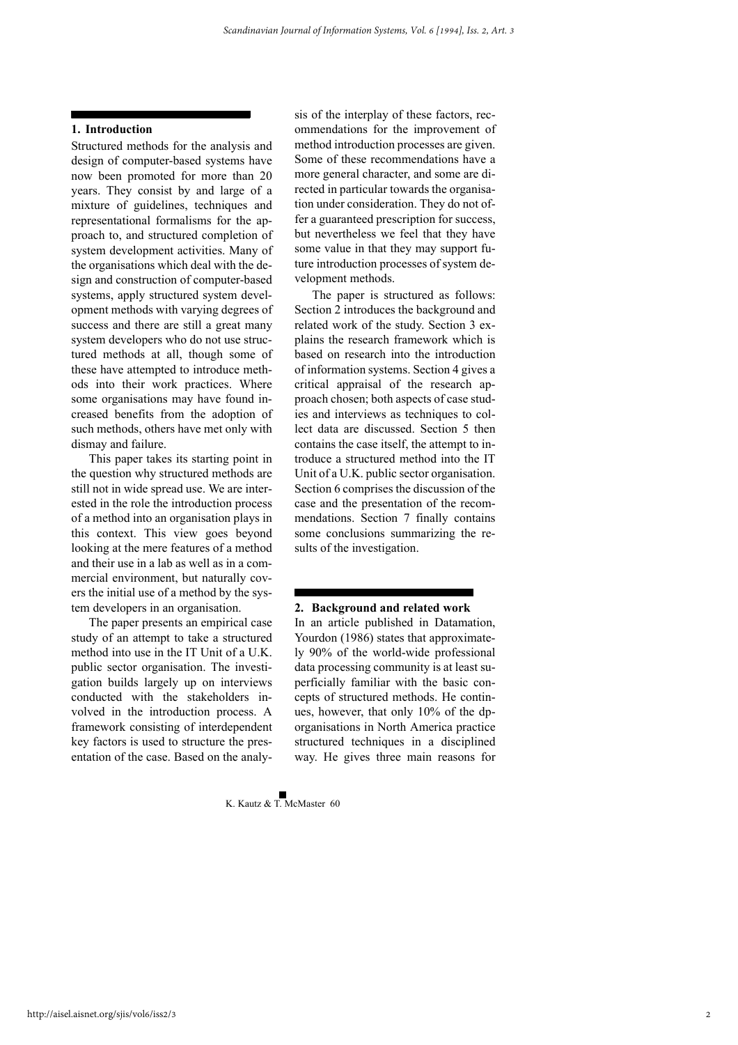## 1. Introduction

Structured methods for the analysis and design of computer-based systems have now been promoted for more than 20 years. They consist by and large of a mixture of guidelines, techniques and representational formalisms for the approach to, and structured completion of system development activities. Many of the organisations which deal with the design and construction of computer-based systems, apply structured system development methods with varying degrees of success and there are still a great many system developers who do not use structured methods at all, though some of these have attempted to introduce methods into their work practices. Where some organisations may have found increased benefits from the adoption of such methods, others have met only with dismay and failure.

This paper takes its starting point in the question why structured methods are still not in wide spread use. We are interested in the role the introduction process of a method into an organisation plays in this context. This view goes beyond looking at the mere features of a method and their use in a lab as well as in a commercial environment, but naturally covers the initial use of a method by the system developers in an organisation.

The paper presents an empirical case study of an attempt to take a structured method into use in the IT Unit of a U.K. public sector organisation. The investigation builds largely up on interviews conducted with the stakeholders involved in the introduction process. A framework consisting of interdependent key factors is used to structure the presentation of the case. Based on the analysis of the interplay of these factors, recommendations for the improvement of method introduction processes are given. Some of these recommendations have a more general character, and some are directed in particular towards the organisation under consideration. They do not offer a guaranteed prescription for success, but nevertheless we feel that they have some value in that they may support future introduction processes of system development methods.

The paper is structured as follows: Section 2 introduces the background and related work of the study. Section 3 explains the research framework which is based on research into the introduction of information systems. Section 4 gives a critical appraisal of the research approach chosen; both aspects of case studies and interviews as techniques to collect data are discussed. Section 5 then contains the case itself, the attempt to introduce a structured method into the IT Unit of a U.K. public sector organisation. Section 6 comprises the discussion of the case and the presentation of the recommendations. Section 7 finally contains some conclusions summarizing the results of the investigation.

## 2. Background and related work

In an article published in Datamation, Yourdon (1986) states that approximately 90% of the world-wide professional data processing community is at least superficially familiar with the basic concepts of structured methods. He continues, however, that only 10% of the dp-organisations in North America practice structured techniques in a disciplined way. He gives three main reasons for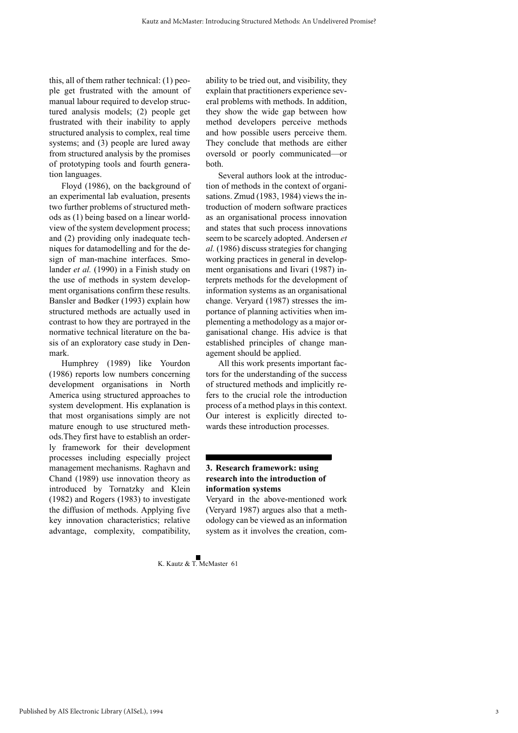this, all of them rather technical: (1) people get frustrated with the amount of manual labour required to develop structured analysis models; (2) people get frustrated with their inability to apply structured analysis to complex, real time systems; and (3) people are lured away from structured analysis by the promises of prototyping tools and fourth generation languages.

Floyd (1986), on the background of an experimental lab evaluation, presents two further problems of structured methods as (1) being based on a linear worldview of the system development process; and (2) providing only inadequate techniques for datamodelling and for the design of man-machine interfaces. Smolander *et al.* (1990) in a Finish study on the use of methods in system development organisations confirm these results. Bansler and Bødker (1993) explain how structured methods are actually used in contrast to how they are portrayed in the normative technical literature on the basis of an exploratory case study in Denmark.

Humphrey (1989) like Yourdon (1986) reports low numbers concerning development organisations in North America using structured approaches to system development. His explanation is that most organisations simply are not mature enough to use structured methods.They first have to establish an orderly framework for their development processes including especially project management mechanisms. Raghavn and Chand (1989) use innovation theory as introduced by Tornatzky and Klein (1982) and Rogers (1983) to investigate the diffusion of methods. Applying five key innovation characteristics; relative advantage, complexity, compatibility, ability to be tried out, and visibility, they explain that practitioners experience several problems with methods. In addition, they show the wide gap between how method developers perceive methods and how possible users perceive them. They conclude that methods are either oversold or poorly communicated—or both.

Several authors look at the introduction of methods in the context of organisations. Zmud (1983, 1984) views the introduction of modern software practices as an organisational process innovation and states that such process innovations seem to be scarcely adopted. Andersen *et al.* (1986) discuss strategies for changing working practices in general in development organisations and Iivari (1987) interprets methods for the development of information systems as an organisational change. Veryard (1987) stresses the importance of planning activities when implementing a methodology as a major organisational change. His advice is that established principles of change management should be applied.

All this work presents important factors for the understanding of the success of structured methods and implicitly refers to the crucial role the introduction process of a method plays in this context. Our interest is explicitly directed towards these introduction processes.

## 3. Research framework: using research into the introduction of information systems

Veryard in the above-mentioned work (Veryard 1987) argues also that a methodology can be viewed as an information system as it involves the creation, com-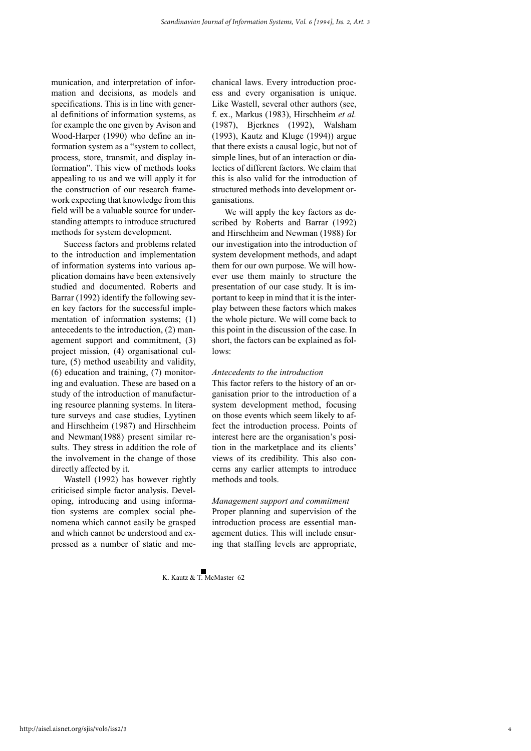munication, and interpretation of information and decisions, as models and specifications. This is in line with general definitions of information systems, as for example the one given by Avison and Wood-Harper (1990) who define an information system as a "system to collect, process, store, transmit, and display information". This view of methods looks appealing to us and we will apply it for the construction of our research framework expecting that knowledge from this field will be a valuable source for understanding attempts to introduce structured methods for system development.

Success factors and problems related to the introduction and implementation of information systems into various application domains have been extensively studied and documented. Roberts and Barrar (1992) identify the following seven key factors for the successful implementation of information systems; (1) antecedents to the introduction, (2) management support and commitment, (3) project mission, (4) organisational culture, (5) method useability and validity, (6) education and training, (7) monitoring and evaluation. These are based on a study of the introduction of manufacturing resource planning systems. In literature surveys and case studies, Lyytinen and Hirschheim (1987) and Hirschheim and Newman(1988) present similar results. They stress in addition the role of the involvement in the change of those directly affected by it.

Wastell (1992) has however rightly criticised simple factor analysis. Developing, introducing and using information systems are complex social phenomena which cannot easily be grasped and which cannot be understood and expressed as a number of static and mechanical laws. Every introduction process and every organisation is unique. Like Wastell, several other authors (see, f. ex., Markus (1983), Hirschheim *et al.* (1987), Bjerknes (1992), Walsham (1993), Kautz and Kluge (1994)) argue that there exists a causal logic, but not of simple lines, but of an interaction or dialectics of different factors. We claim that this is also valid for the introduction of structured methods into development organisations.

We will apply the key factors as described by Roberts and Barrar (1992) and Hirschheim and Newman (1988) for our investigation into the introduction of system development methods, and adapt them for our own purpose. We will however use them mainly to structure the presentation of our case study. It is important to keep in mind that it is the interplay between these factors which makes the whole picture. We will come back to this point in the discussion of the case. In short, the factors can be explained as follows:

*Antecedents to the introduction*

This factor refers to the history of an organisation prior to the introduction of a system development method, focusing on those events which seem likely to affect the introduction process. Points of interest here are the organisation's position in the marketplace and its clients' views of its credibility. This also concerns any earlier attempts to introduce methods and tools.

*Management support and commitment*

Proper planning and supervision of the introduction process are essential management duties. This will include ensuring that staffing levels are appropriate,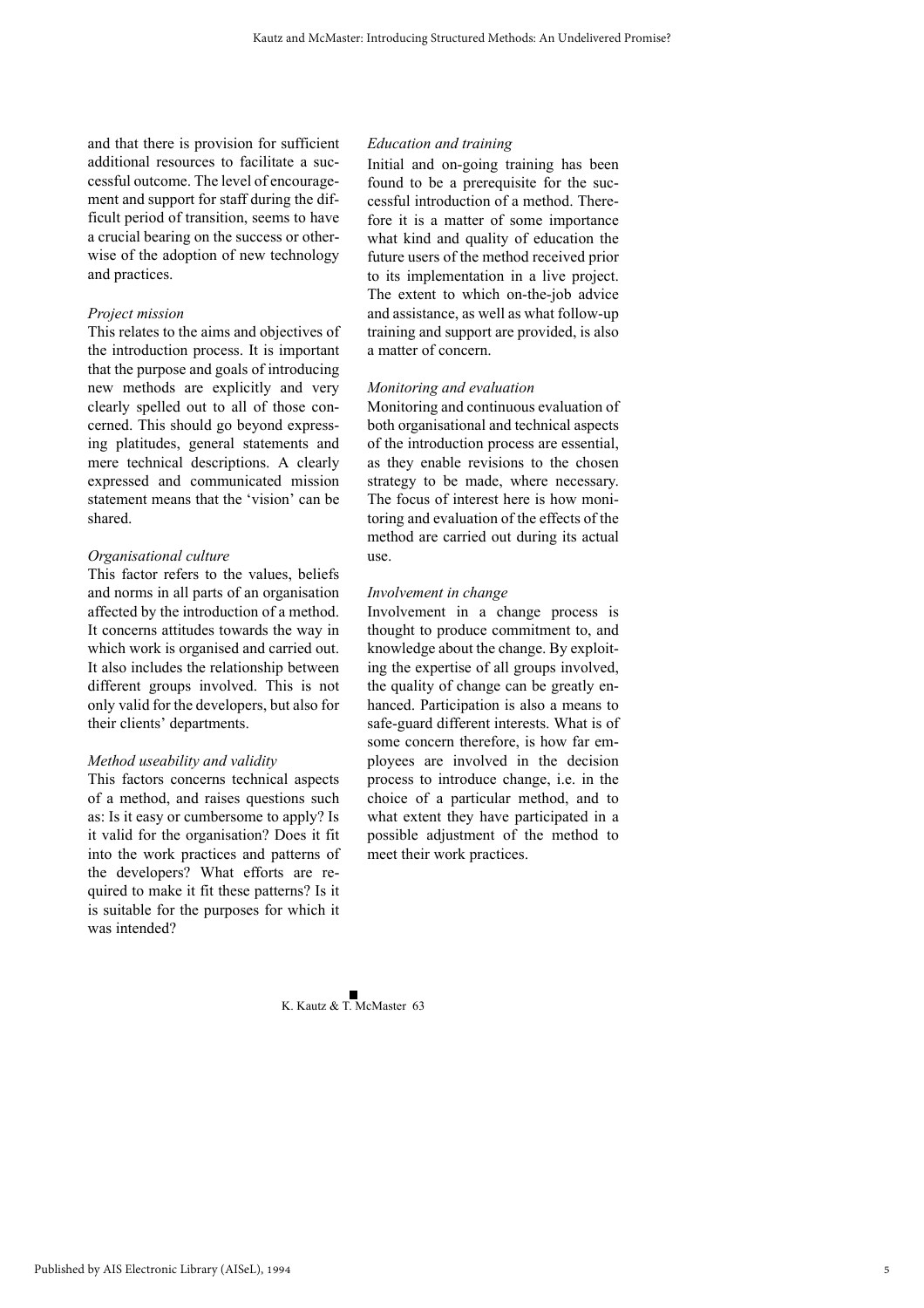and that there is provision for sufficient additional resources to facilitate a successful outcome. The level of encouragement and support for staff during the difficult period of transition, seems to have a crucial bearing on the success or otherwise of the adoption of new technology and practices.

*Project mission*

This relates to the aims and objectives of the introduction process. It is important that the purpose and goals of introducing new methods are explicitly and very clearly spelled out to all of those concerned. This should go beyond expressing platitudes, general statements and mere technical descriptions. A clearly expressed and communicated mission statement means that the 'vision' can be shared.

*Organisational culture*

This factor refers to the values, beliefs and norms in all parts of an organisation affected by the introduction of a method. It concerns attitudes towards the way in which work is organised and carried out. It also includes the relationship between different groups involved. This is not only valid for the developers, but also for their clients' departments.

*Method useability and validity*

This factors concerns technical aspects of a method, and raises questions such as: Is it easy or cumbersome to apply? Is it valid for the organisation? Does it fit into the work practices and patterns of the developers? What efforts are required to make it fit these patterns? Is it is suitable for the purposes for which it was intended?

*Education and training*

Initial and on-going training has been found to be a prerequisite for the successful introduction of a method. Therefore it is a matter of some importance what kind and quality of education the future users of the method received prior to its implementation in a live project. The extent to which on-the-job advice and assistance, as well as what follow-up training and support are provided, is also a matter of concern.

*Monitoring and evaluation*

Monitoring and continuous evaluation of both organisational and technical aspects of the introduction process are essential, as they enable revisions to the chosen strategy to be made, where necessary. The focus of interest here is how monitoring and evaluation of the effects of the method are carried out during its actual use.

*Involvement in change*

Involvement in a change process is thought to produce commitment to, and knowledge about the change. By exploiting the expertise of all groups involved, the quality of change can be greatly enhanced. Participation is also a means to safe-guard different interests. What is of some concern therefore, is how far employees are involved in the decision process to introduce change, i.e. in the choice of a particular method, and to what extent they have participated in a possible adjustment of the method to meet their work practices.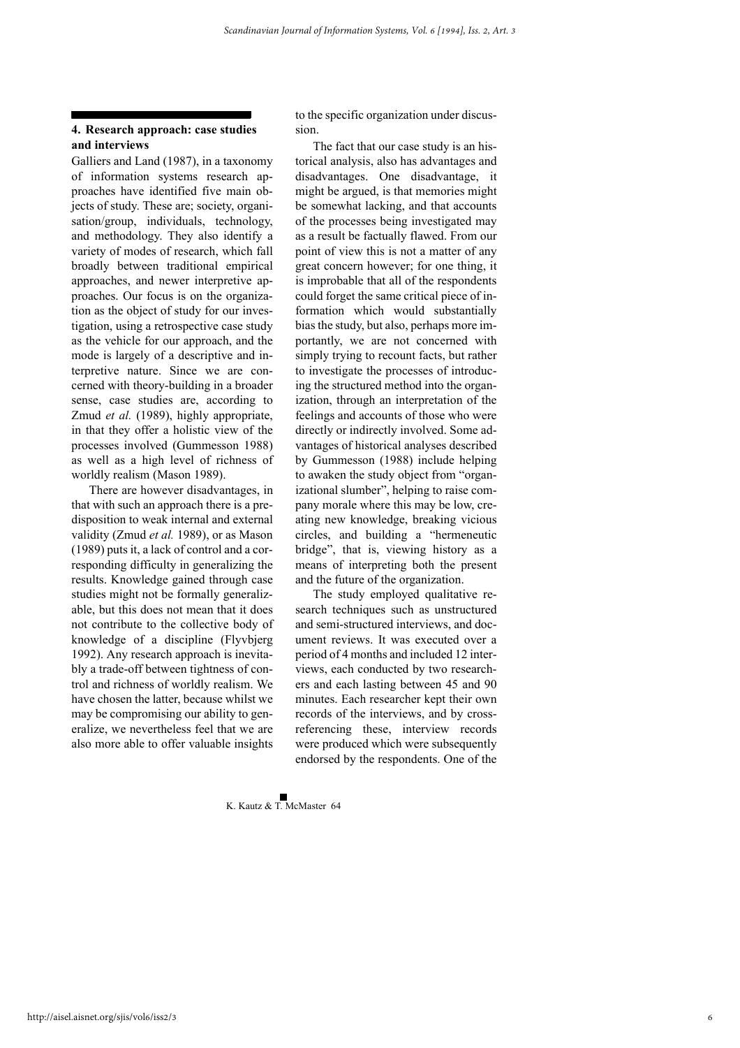## 4. Research approach: case studies and interviews

Galliers and Land (1987), in a taxonomy of information systems research approaches have identified five main objects of study. These are; society, organisation/group, individuals, technology, and methodology. They also identify a variety of modes of research, which fall broadly between traditional empirical approaches, and newer interpretive approaches. Our focus is on the organization as the object of study for our investigation, using a retrospective case study as the vehicle for our approach, and the mode is largely of a descriptive and interpretive nature. Since we are concerned with theory-building in a broader sense, case studies are, according to Zmud *et al.* (1989), highly appropriate, in that they offer a holistic view of the processes involved (Gummesson 1988) as well as a high level of richness of worldly realism (Mason 1989).

There are however disadvantages, in that with such an approach there is a predisposition to weak internal and external validity (Zmud *et al.* 1989), or as Mason (1989) puts it, a lack of control and a corresponding difficulty in generalizing the results. Knowledge gained through case studies might not be formally generalizable, but this does not mean that it does not contribute to the collective body of knowledge of a discipline (Flyvbjerg 1992). Any research approach is inevitably a trade-off between tightness of control and richness of worldly realism. We have chosen the latter, because whilst we may be compromising our ability to generalize, we nevertheless feel that we are also more able to offer valuable insights to the specific organization under discussion.

The fact that our case study is an historical analysis, also has advantages and disadvantages. One disadvantage, it might be argued, is that memories might be somewhat lacking, and that accounts of the processes being investigated may as a result be factually flawed. From our point of view this is not a matter of any great concern however; for one thing, it is improbable that all of the respondents could forget the same critical piece of information which would substantially bias the study, but also, perhaps more importantly, we are not concerned with simply trying to recount facts, but rather to investigate the processes of introducing the structured method into the organization, through an interpretation of the feelings and accounts of those who were directly or indirectly involved. Some advantages of historical analyses described by Gummesson (1988) include helping to awaken the study object from "organizational slumber", helping to raise company morale where this may be low, creating new knowledge, breaking vicious circles, and building a "hermeneutic bridge", that is, viewing history as a means of interpreting both the present and the future of the organization.

The study employed qualitative research techniques such as unstructured and semi-structured interviews, and document reviews. It was executed over a period of 4 months and included 12 interviews, each conducted by two researchers and each lasting between 45 and 90 minutes. Each researcher kept their own records of the interviews, and by cross-referencing these, interview records were produced which were subsequently endorsed by the respondents. One of the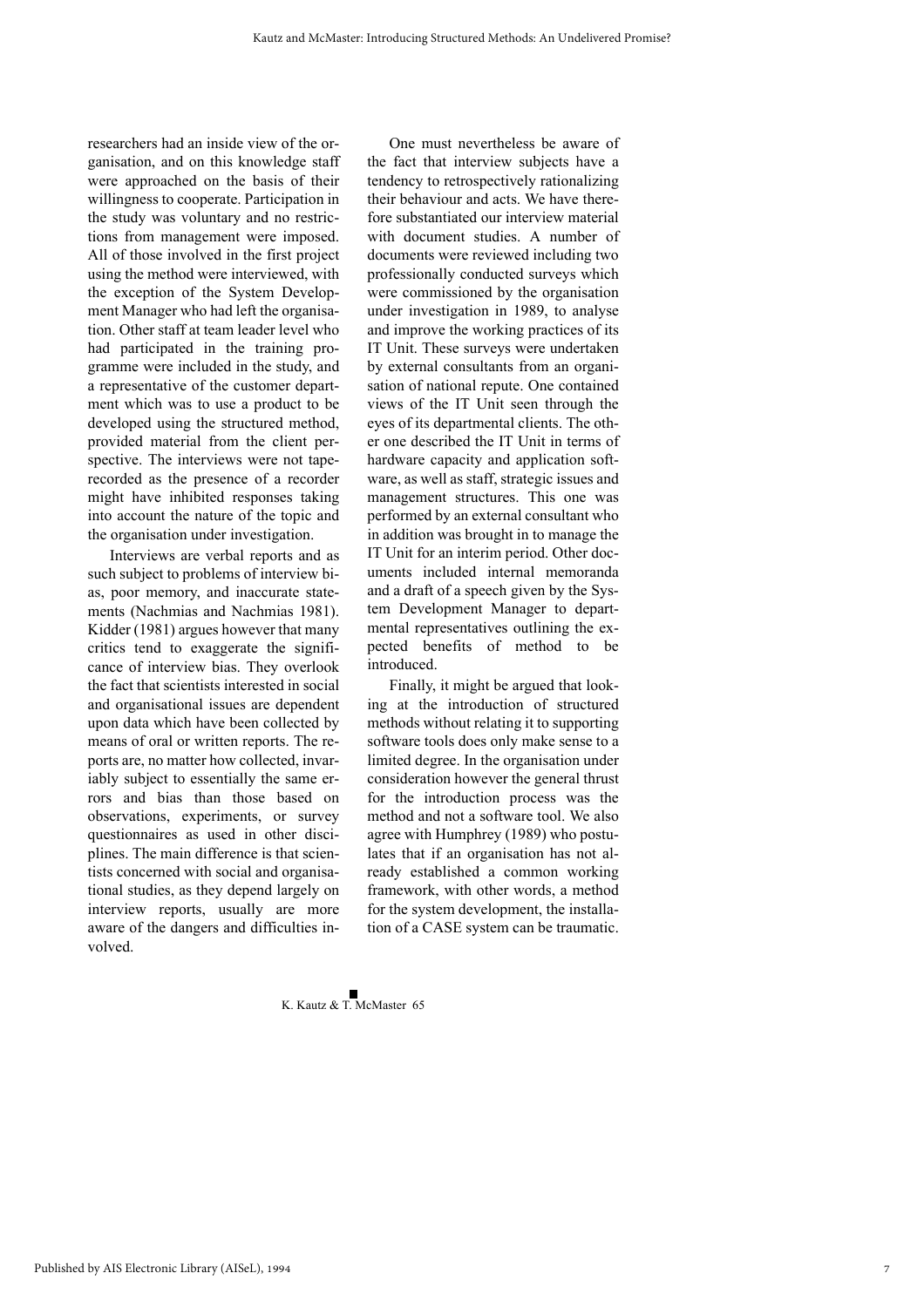researchers had an inside view of the organisation, and on this knowledge staff were approached on the basis of their willingness to cooperate. Participation in the study was voluntary and no restrictions from management were imposed. All of those involved in the first project using the method were interviewed, with the exception of the System Development Manager who had left the organisation. Other staff at team leader level who had participated in the training programme were included in the study, and a representative of the customer department which was to use a product to be developed using the structured method, provided material from the client perspective. The interviews were not tape-recorded as the presence of a recorder might have inhibited responses taking into account the nature of the topic and the organisation under investigation.

Interviews are verbal reports and as such subject to problems of interview bias, poor memory, and inaccurate statements (Nachmias and Nachmias 1981). Kidder (1981) argues however that many critics tend to exaggerate the significance of interview bias. They overlook the fact that scientists interested in social and organisational issues are dependent upon data which have been collected by means of oral or written reports. The reports are, no matter how collected, invariably subject to essentially the same errors and bias than those based on observations, experiments, or survey questionnaires as used in other disciplines. The main difference is that scientists concerned with social and organisational studies, as they depend largely on interview reports, usually are more aware of the dangers and difficulties involved.

One must nevertheless be aware of the fact that interview subjects have a tendency to retrospectively rationalizing their behaviour and acts. We have therefore substantiated our interview material with document studies. A number of documents were reviewed including two professionally conducted surveys which were commissioned by the organisation under investigation in 1989, to analyse and improve the working practices of its IT Unit. These surveys were undertaken by external consultants from an organisation of national repute. One contained views of the IT Unit seen through the eyes of its departmental clients. The other one described the IT Unit in terms of hardware capacity and application software, as well as staff, strategic issues and management structures. This one was performed by an external consultant who in addition was brought in to manage the IT Unit for an interim period. Other documents included internal memoranda and a draft of a speech given by the System Development Manager to departmental representatives outlining the expected benefits of method to be introduced.

Finally, it might be argued that looking at the introduction of structured methods without relating it to supporting software tools does only make sense to a limited degree. In the organisation under consideration however the general thrust for the introduction process was the method and not a software tool. We also agree with Humphrey (1989) who postulates that if an organisation has not already established a common working framework, with other words, a method for the system development, the installation of a CASE system can be traumatic.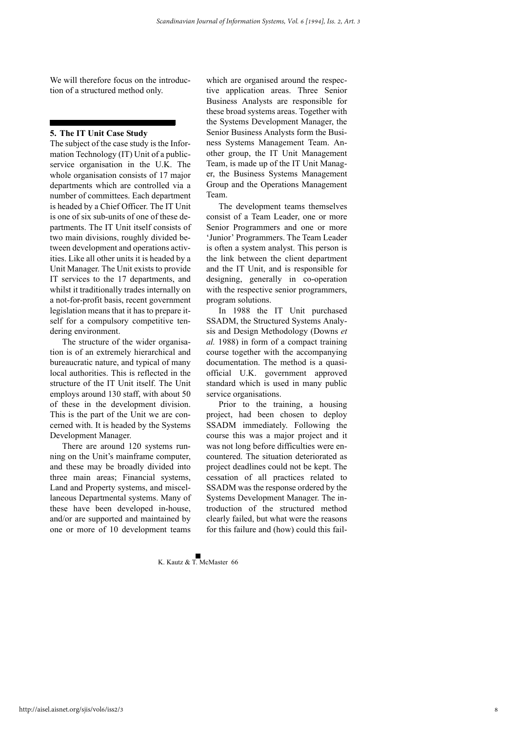We will therefore focus on the introduction of a structured method only.

## 5. The IT Unit Case Study

The subject of the case study is the Information Technology (IT) Unit of a public-service organisation in the U.K. The whole organisation consists of 17 major departments which are controlled via a number of committees. Each department is headed by a Chief Officer. The IT Unit is one of six sub-units of one of these departments. The IT Unit itself consists of two main divisions, roughly divided between development and operations activities. Like all other units it is headed by a Unit Manager. The Unit exists to provide IT services to the 17 departments, and whilst it traditionally trades internally on a not-for-profit basis, recent government legislation means that it has to prepare itself for a compulsory competitive tendering environment.

The structure of the wider organisation is of an extremely hierarchical and bureaucratic nature, and typical of many local authorities. This is reflected in the structure of the IT Unit itself. The Unit employs around 130 staff, with about 50 of these in the development division. This is the part of the Unit we are concerned with. It is headed by the Systems Development Manager.

There are around 120 systems running on the Unit's mainframe computer, and these may be broadly divided into three main areas; Financial systems, Land and Property systems, and miscellaneous Departmental systems. Many of these have been developed in-house, and/or are supported and maintained by one or more of 10 development teams which are organised around the respective application areas. Three Senior Business Analysts are responsible for these broad systems areas. Together with the Systems Development Manager, the Senior Business Analysts form the Business Systems Management Team. Another group, the IT Unit Management Team, is made up of the IT Unit Manager, the Business Systems Management Group and the Operations Management Team.

The development teams themselves consist of a Team Leader, one or more Senior Programmers and one or more 'Junior' Programmers. The Team Leader is often a system analyst. This person is the link between the client department and the IT Unit, and is responsible for designing, generally in co-operation with the respective senior programmers, program solutions.

In 1988 the IT Unit purchased SSADM, the Structured Systems Analysis and Design Methodology (Downs *et al.* 1988) in form of a compact training course together with the accompanying documentation. The method is a quasi-official U.K. government approved standard which is used in many public service organisations.

Prior to the training, a housing project, had been chosen to deploy SSADM immediately. Following the course this was a major project and it was not long before difficulties were encountered. The situation deteriorated as project deadlines could not be kept. The cessation of all practices related to SSADM was the response ordered by the Systems Development Manager. The introduction of the structured method clearly failed, but what were the reasons for this failure and (how) could this fail-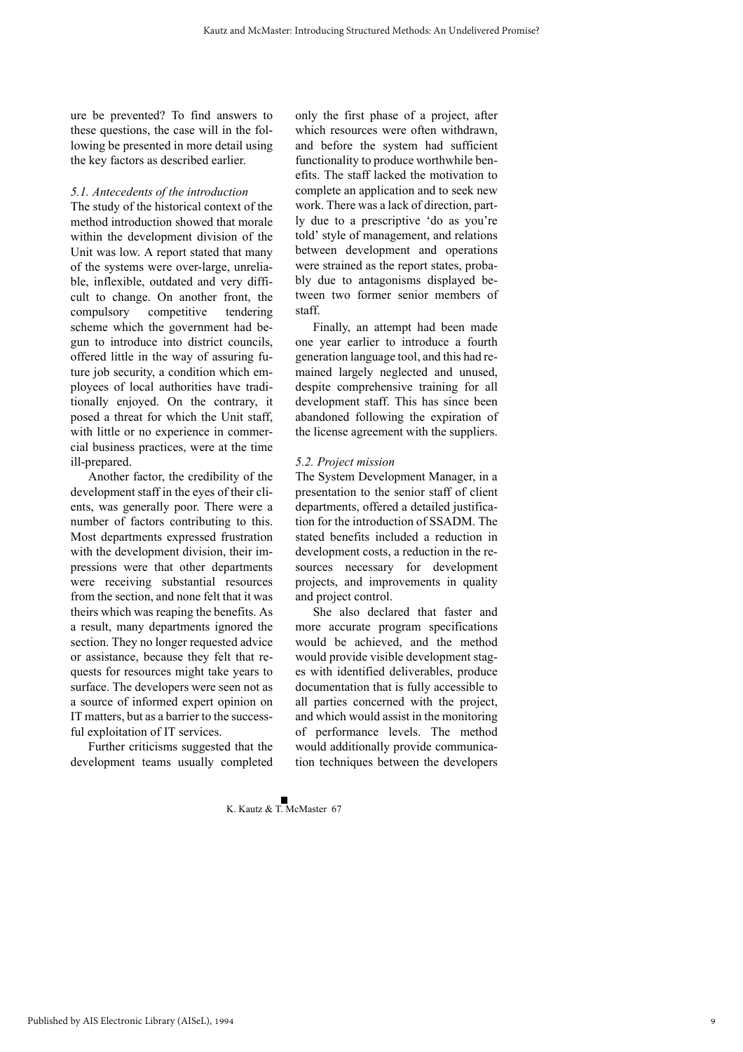ure be prevented? To find answers to these questions, the case will in the following be presented in more detail using the key factors as described earlier.

### *5.1. Antecedents of the introduction*

The study of the historical context of the method introduction showed that morale within the development division of the Unit was low. A report stated that many of the systems were over-large, unreliable, inflexible, outdated and very difficult to change. On another front, the compulsory competitive tendering scheme which the government had begun to introduce into district councils, offered little in the way of assuring future job security, a condition which employees of local authorities have traditionally enjoyed. On the contrary, it posed a threat for which the Unit staff, with little or no experience in commercial business practices, were at the time ill-prepared.

Another factor, the credibility of the development staff in the eyes of their clients, was generally poor. There were a number of factors contributing to this. Most departments expressed frustration with the development division, their impressions were that other departments were receiving substantial resources from the section, and none felt that it was theirs which was reaping the benefits. As a result, many departments ignored the section. They no longer requested advice or assistance, because they felt that requests for resources might take years to surface. The developers were seen not as a source of informed expert opinion on IT matters, but as a barrier to the successful exploitation of IT services.

Further criticisms suggested that the development teams usually completed only the first phase of a project, after which resources were often withdrawn, and before the system had sufficient functionality to produce worthwhile benefits. The staff lacked the motivation to complete an application and to seek new work. There was a lack of direction, partly due to a prescriptive 'do as you're told' style of management, and relations between development and operations were strained as the report states, probably due to antagonisms displayed between two former senior members of staff.

Finally, an attempt had been made one year earlier to introduce a fourth generation language tool, and this had remained largely neglected and unused, despite comprehensive training for all development staff. This has since been abandoned following the expiration of the license agreement with the suppliers.

### *5.2. Project mission*

The System Development Manager, in a presentation to the senior staff of client departments, offered a detailed justification for the introduction of SSADM. The stated benefits included a reduction in development costs, a reduction in the resources necessary for development projects, and improvements in quality and project control.

She also declared that faster and more accurate program specifications would be achieved, and the method would provide visible development stages with identified deliverables, produce documentation that is fully accessible to all parties concerned with the project, and which would assist in the monitoring of performance levels. The method would additionally provide communication techniques between the developers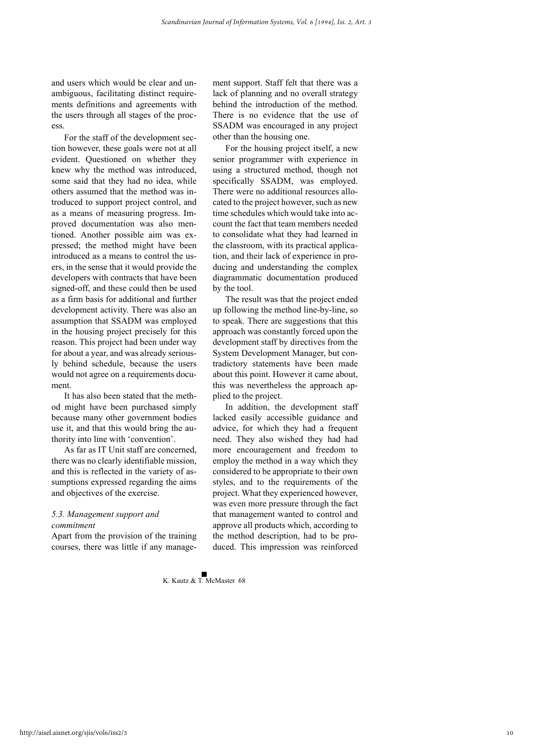and users which would be clear and unambiguous, facilitating distinct requirements definitions and agreements with the users through all stages of the process.

For the staff of the development section however, these goals were not at all evident. Questioned on whether they knew why the method was introduced, some said that they had no idea, while others assumed that the method was introduced to support project control, and as a means of measuring progress. Improved documentation was also mentioned. Another possible aim was expressed; the method might have been introduced as a means to control the users, in the sense that it would provide the developers with contracts that have been signed-off, and these could then be used as a firm basis for additional and further development activity. There was also an assumption that SSADM was employed in the housing project precisely for this reason. This project had been under way for about a year, and was already seriously behind schedule, because the users would not agree on a requirements document.

It has also been stated that the method might have been purchased simply because many other government bodies use it, and that this would bring the authority into line with 'convention'.

As far as IT Unit staff are concerned, there was no clearly identifiable mission, and this is reflected in the variety of assumptions expressed regarding the aims and objectives of the exercise.

### *5.3. Management support and commitment*

Apart from the provision of the training courses, there was little if any management support. Staff felt that there was a lack of planning and no overall strategy behind the introduction of the method. There is no evidence that the use of SSADM was encouraged in any project other than the housing one.

For the housing project itself, a new senior programmer with experience in using a structured method, though not specifically SSADM, was employed. There were no additional resources allocated to the project however, such as new time schedules which would take into account the fact that team members needed to consolidate what they had learned in the classroom, with its practical application, and their lack of experience in producing and understanding the complex diagrammatic documentation produced by the tool.

The result was that the project ended up following the method line-by-line, so to speak. There are suggestions that this approach was constantly forced upon the development staff by directives from the System Development Manager, but contradictory statements have been made about this point. However it came about, this was nevertheless the approach applied to the project.

In addition, the development staff lacked easily accessible guidance and advice, for which they had a frequent need. They also wished they had had more encouragement and freedom to employ the method in a way which they considered to be appropriate to their own styles, and to the requirements of the project. What they experienced however, was even more pressure through the fact that management wanted to control and approve all products which, according to the method description, had to be produced. This impression was reinforced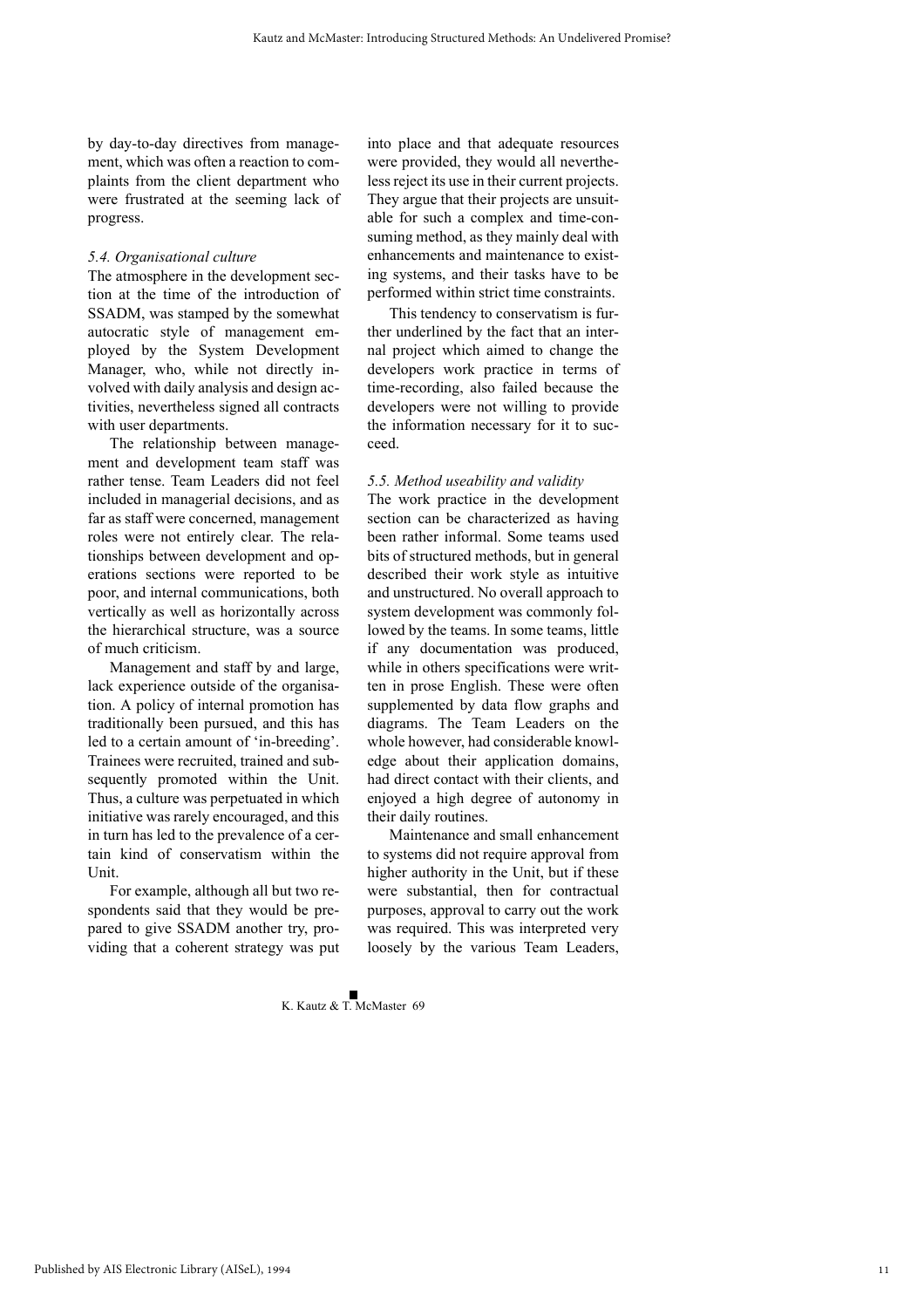by day-to-day directives from management, which was often a reaction to complaints from the client department who were frustrated at the seeming lack of progress.

### *5.4. Organisational culture*

The atmosphere in the development section at the time of the introduction of SSADM, was stamped by the somewhat autocratic style of management employed by the System Development Manager, who, while not directly involved with daily analysis and design activities, nevertheless signed all contracts with user departments.

The relationship between management and development team staff was rather tense. Team Leaders did not feel included in managerial decisions, and as far as staff were concerned, management roles were not entirely clear. The relationships between development and operations sections were reported to be poor, and internal communications, both vertically as well as horizontally across the hierarchical structure, was a source of much criticism.

Management and staff by and large, lack experience outside of the organisation. A policy of internal promotion has traditionally been pursued, and this has led to a certain amount of 'in-breeding'. Trainees were recruited, trained and subsequently promoted within the Unit. Thus, a culture was perpetuated in which initiative was rarely encouraged, and this in turn has led to the prevalence of a certain kind of conservatism within the Unit.

For example, although all but two respondents said that they would be prepared to give SSADM another try, providing that a coherent strategy was put into place and that adequate resources were provided, they would all nevertheless reject its use in their current projects. They argue that their projects are unsuitable for such a complex and time-consuming method, as they mainly deal with enhancements and maintenance to existing systems, and their tasks have to be performed within strict time constraints.

This tendency to conservatism is further underlined by the fact that an internal project which aimed to change the developers work practice in terms of time-recording, also failed because the developers were not willing to provide the information necessary for it to succeed.

### *5.5. Method useability and validity*

The work practice in the development section can be characterized as having been rather informal. Some teams used bits of structured methods, but in general described their work style as intuitive and unstructured. No overall approach to system development was commonly followed by the teams. In some teams, little if any documentation was produced, while in others specifications were written in prose English. These were often supplemented by data flow graphs and diagrams. The Team Leaders on the whole however, had considerable knowledge about their application domains, had direct contact with their clients, and enjoyed a high degree of autonomy in their daily routines.

Maintenance and small enhancement to systems did not require approval from higher authority in the Unit, but if these were substantial, then for contractual purposes, approval to carry out the work was required. This was interpreted very loosely by the various Team Leaders,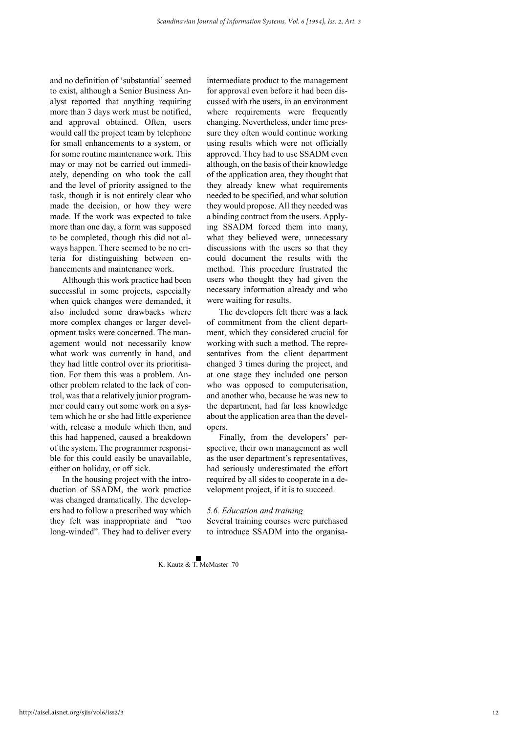and no definition of 'substantial' seemed to exist, although a Senior Business Analyst reported that anything requiring more than 3 days work must be notified, and approval obtained. Often, users would call the project team by telephone for small enhancements to a system, or for some routine maintenance work. This may or may not be carried out immediately, depending on who took the call and the level of priority assigned to the task, though it is not entirely clear who made the decision, or how they were made. If the work was expected to take more than one day, a form was supposed to be completed, though this did not always happen. There seemed to be no criteria for distinguishing between enhancements and maintenance work.

Although this work practice had been successful in some projects, especially when quick changes were demanded, it also included some drawbacks where more complex changes or larger development tasks were concerned. The management would not necessarily know what work was currently in hand, and they had little control over its prioritisation. For them this was a problem. Another problem related to the lack of control, was that a relatively junior programmer could carry out some work on a system which he or she had little experience with, release a module which then, and this had happened, caused a breakdown of the system. The programmer responsible for this could easily be unavailable, either on holiday, or off sick.

In the housing project with the introduction of SSADM, the work practice was changed dramatically. The developers had to follow a prescribed way which they felt was inappropriate and "too long-winded". They had to deliver every intermediate product to the management for approval even before it had been discussed with the users, in an environment where requirements were frequently changing. Nevertheless, under time pressure they often would continue working using results which were not officially approved. They had to use SSADM even although, on the basis of their knowledge of the application area, they thought that they already knew what requirements needed to be specified, and what solution they would propose. All they needed was a binding contract from the users. Applying SSADM forced them into many, what they believed were, unnecessary discussions with the users so that they could document the results with the method. This procedure frustrated the users who thought they had given the necessary information already and who were waiting for results.

The developers felt there was a lack of commitment from the client department, which they considered crucial for working with such a method. The representatives from the client department changed 3 times during the project, and at one stage they included one person who was opposed to computerisation, and another who, because he was new to the department, had far less knowledge about the application area than the developers.

Finally, from the developers' perspective, their own management as well as the user department's representatives, had seriously underestimated the effort required by all sides to cooperate in a development project, if it is to succeed.

### *5.6. Education and training*

Several training courses were purchased to introduce SSADM into the organisa-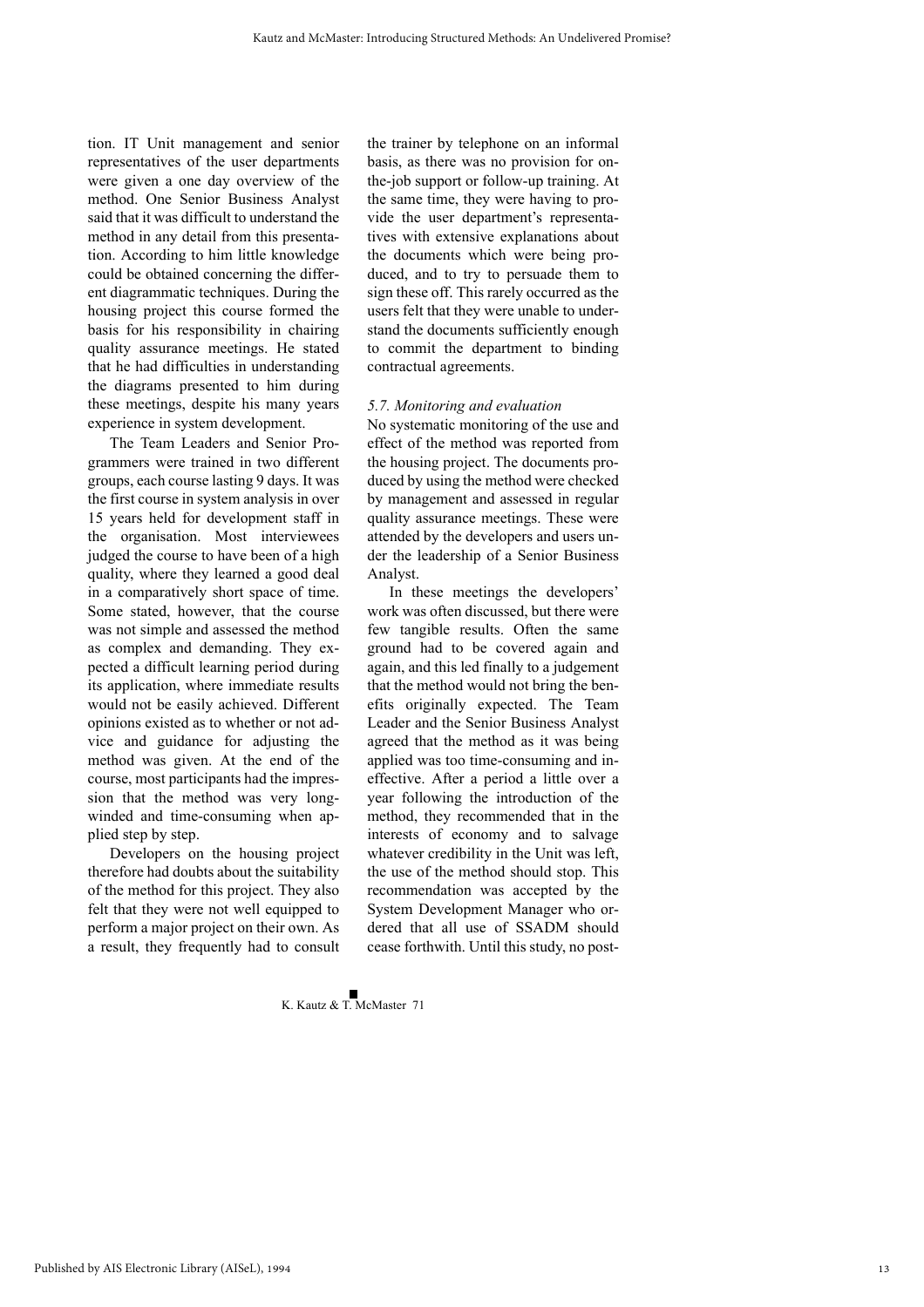tion. IT Unit management and senior representatives of the user departments were given a one day overview of the method. One Senior Business Analyst said that it was difficult to understand the method in any detail from this presentation. According to him little knowledge could be obtained concerning the different diagrammatic techniques. During the housing project this course formed the basis for his responsibility in chairing quality assurance meetings. He stated that he had difficulties in understanding the diagrams presented to him during these meetings, despite his many years experience in system development.

The Team Leaders and Senior Programmers were trained in two different groups, each course lasting 9 days. It was the first course in system analysis in over 15 years held for development staff in the organisation. Most interviewees judged the course to have been of a high quality, where they learned a good deal in a comparatively short space of time. Some stated, however, that the course was not simple and assessed the method as complex and demanding. They expected a difficult learning period during its application, where immediate results would not be easily achieved. Different opinions existed as to whether or not advice and guidance for adjusting the method was given. At the end of the course, most participants had the impression that the method was very long-winded and time-consuming when applied step by step.

Developers on the housing project therefore had doubts about the suitability of the method for this project. They also felt that they were not well equipped to perform a major project on their own. As a result, they frequently had to consult the trainer by telephone on an informal basis, as there was no provision for on-the-job support or follow-up training. At the same time, they were having to provide the user department's representatives with extensive explanations about the documents which were being produced, and to try to persuade them to sign these off. This rarely occurred as the users felt that they were unable to understand the documents sufficiently enough to commit the department to binding contractual agreements.

### *5.7. Monitoring and evaluation*

No systematic monitoring of the use and effect of the method was reported from the housing project. The documents produced by using the method were checked by management and assessed in regular quality assurance meetings. These were attended by the developers and users under the leadership of a Senior Business Analyst.

In these meetings the developers' work was often discussed, but there were few tangible results. Often the same ground had to be covered again and again, and this led finally to a judgement that the method would not bring the benefits originally expected. The Team Leader and the Senior Business Analyst agreed that the method as it was being applied was too time-consuming and ineffective. After a period a little over a year following the introduction of the method, they recommended that in the interests of economy and to salvage whatever credibility in the Unit was left, the use of the method should stop. This recommendation was accepted by the System Development Manager who ordered that all use of SSADM should cease forthwith. Until this study, no post-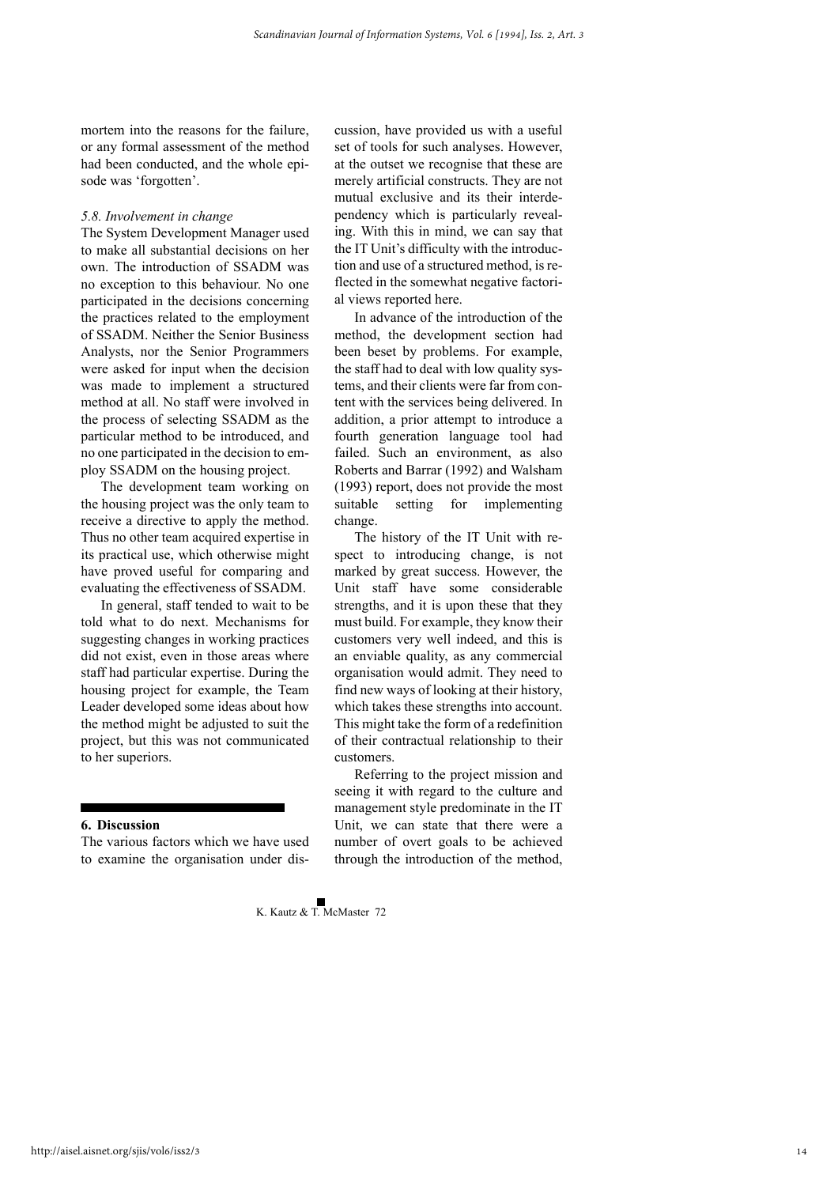mortem into the reasons for the failure, or any formal assessment of the method had been conducted, and the whole episode was 'forgotten'.

*5.8. Involvement in change*

The System Development Manager used to make all substantial decisions on her own. The introduction of SSADM was no exception to this behaviour. No one participated in the decisions concerning the practices related to the employment of SSADM. Neither the Senior Business Analysts, nor the Senior Programmers were asked for input when the decision was made to implement a structured method at all. No staff were involved in the process of selecting SSADM as the particular method to be introduced, and no one participated in the decision to employ SSADM on the housing project.

The development team working on the housing project was the only team to receive a directive to apply the method. Thus no other team acquired expertise in its practical use, which otherwise might have proved useful for comparing and evaluating the effectiveness of SSADM.

In general, staff tended to wait to be told what to do next. Mechanisms for suggesting changes in working practices did not exist, even in those areas where staff had particular expertise. During the housing project for example, the Team Leader developed some ideas about how the method might be adjusted to suit the project, but this was not communicated to her superiors.

## 6. Discussion

The various factors which we have used to examine the organisation under discussion, have provided us with a useful set of tools for such analyses. However, at the outset we recognise that these are merely artificial constructs. They are not mutual exclusive and its their interdependency which is particularly revealing. With this in mind, we can say that the IT Unit's difficulty with the introduction and use of a structured method, is reflected in the somewhat negative factorial views reported here.

In advance of the introduction of the method, the development section had been beset by problems. For example, the staff had to deal with low quality systems, and their clients were far from content with the services being delivered. In addition, a prior attempt to introduce a fourth generation language tool had failed. Such an environment, as also Roberts and Barrar (1992) and Walsham (1993) report, does not provide the most suitable setting for implementing change.

The history of the IT Unit with respect to introducing change, is not marked by great success. However, the Unit staff have some considerable strengths, and it is upon these that they must build. For example, they know their customers very well indeed, and this is an enviable quality, as any commercial organisation would admit. They need to find new ways of looking at their history, which takes these strengths into account. This might take the form of a redefinition of their contractual relationship to their customers.

Referring to the project mission and seeing it with regard to the culture and management style predominate in the IT Unit, we can state that there were a number of overt goals to be achieved through the introduction of the method,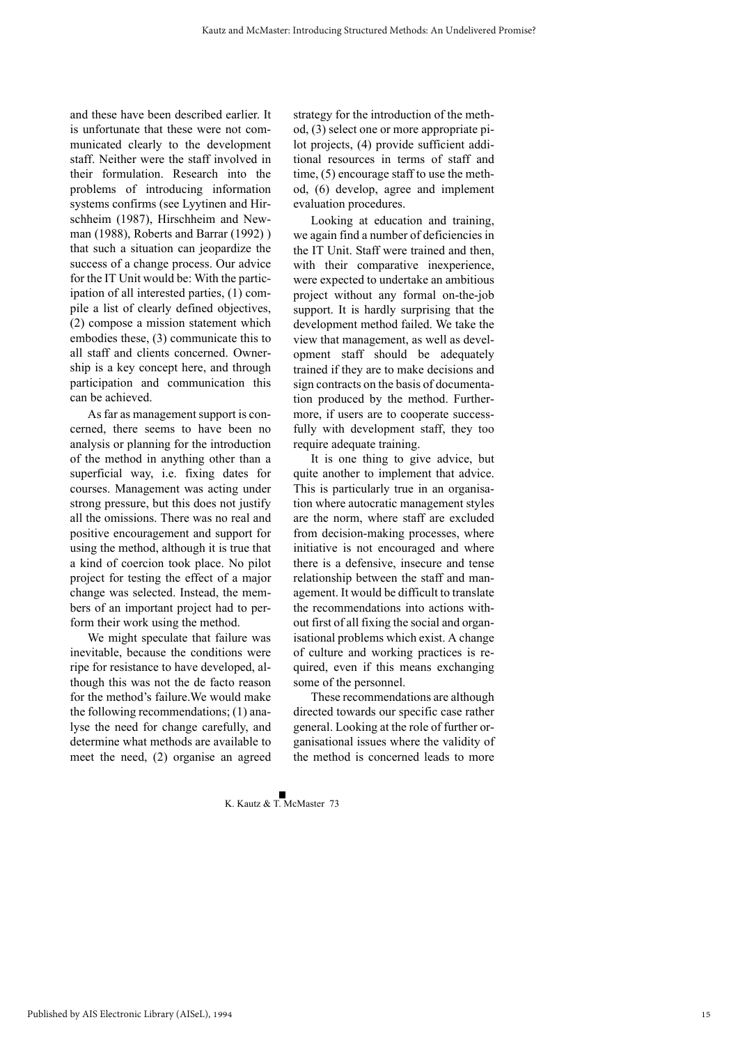and these have been described earlier. It is unfortunate that these were not communicated clearly to the development staff. Neither were the staff involved in their formulation. Research into the problems of introducing information systems confirms (see Lyytinen and Hirschheim (1987), Hirschheim and Newman (1988), Roberts and Barrar (1992) ) that such a situation can jeopardize the success of a change process. Our advice for the IT Unit would be: With the participation of all interested parties, (1) compile a list of clearly defined objectives, (2) compose a mission statement which embodies these, (3) communicate this to all staff and clients concerned. Ownership is a key concept here, and through participation and communication this can be achieved.

As far as management support is concerned, there seems to have been no analysis or planning for the introduction of the method in anything other than a superficial way, i.e. fixing dates for courses. Management was acting under strong pressure, but this does not justify all the omissions. There was no real and positive encouragement and support for using the method, although it is true that a kind of coercion took place. No pilot project for testing the effect of a major change was selected. Instead, the members of an important project had to perform their work using the method.

We might speculate that failure was inevitable, because the conditions were ripe for resistance to have developed, although this was not the de facto reason for the method's failure.We would make the following recommendations; (1) analyse the need for change carefully, and determine what methods are available to meet the need, (2) organise an agreed strategy for the introduction of the method, (3) select one or more appropriate pilot projects, (4) provide sufficient additional resources in terms of staff and time, (5) encourage staff to use the method, (6) develop, agree and implement evaluation procedures.

Looking at education and training, we again find a number of deficiencies in the IT Unit. Staff were trained and then, with their comparative inexperience, were expected to undertake an ambitious project without any formal on-the-job support. It is hardly surprising that the development method failed. We take the view that management, as well as development staff should be adequately trained if they are to make decisions and sign contracts on the basis of documentation produced by the method. Furthermore, if users are to cooperate successfully with development staff, they too require adequate training.

It is one thing to give advice, but quite another to implement that advice. This is particularly true in an organisation where autocratic management styles are the norm, where staff are excluded from decision-making processes, where initiative is not encouraged and where there is a defensive, insecure and tense relationship between the staff and management. It would be difficult to translate the recommendations into actions without first of all fixing the social and organisational problems which exist. A change of culture and working practices is required, even if this means exchanging some of the personnel.

These recommendations are although directed towards our specific case rather general. Looking at the role of further organisational issues where the validity of the method is concerned leads to more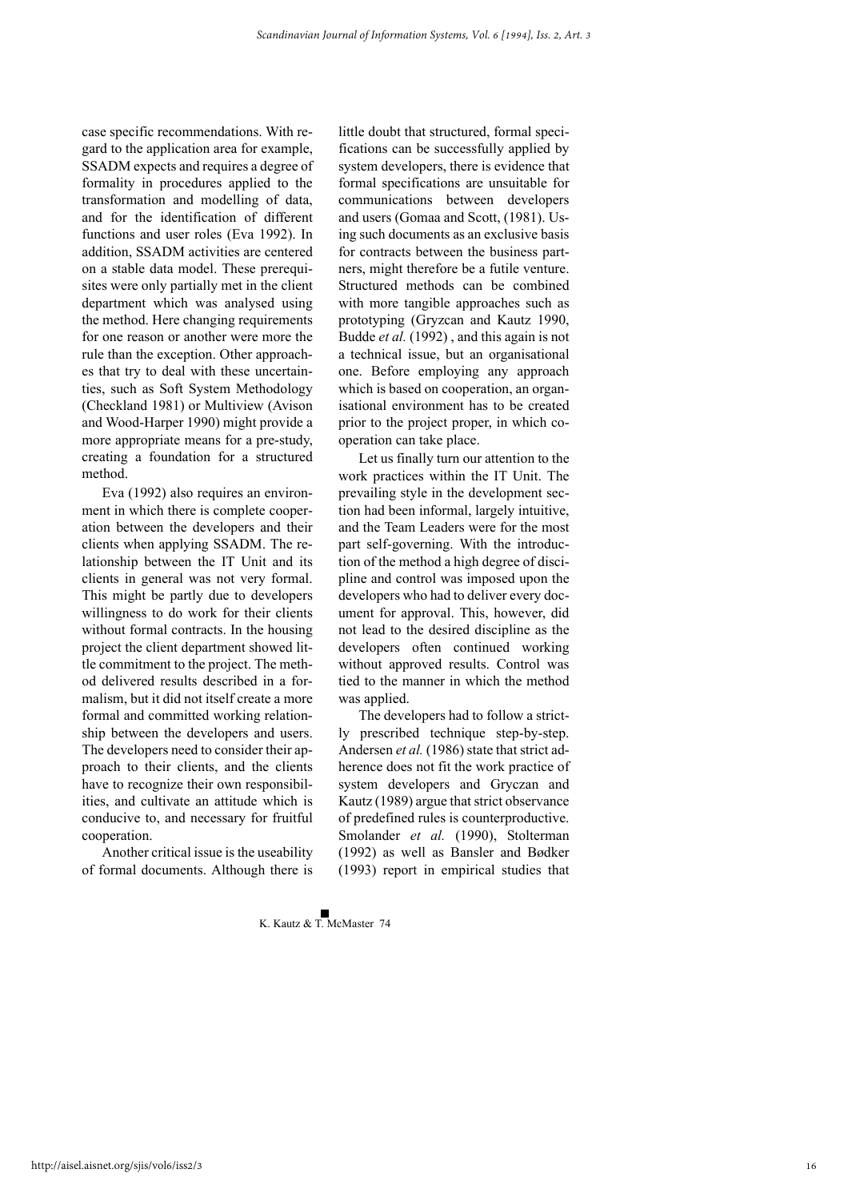case specific recommendations. With regard to the application area for example, SSADM expects and requires a degree of formality in procedures applied to the transformation and modelling of data, and for the identification of different functions and user roles (Eva 1992). In addition, SSADM activities are centered on a stable data model. These prerequisites were only partially met in the client department which was analysed using the method. Here changing requirements for one reason or another were more the rule than the exception. Other approaches that try to deal with these uncertainties, such as Soft System Methodology (Checkland 1981) or Multiview (Avison and Wood-Harper 1990) might provide a more appropriate means for a pre-study, creating a foundation for a structured method.

Eva (1992) also requires an environment in which there is complete cooperation between the developers and their clients when applying SSADM. The relationship between the IT Unit and its clients in general was not very formal. This might be partly due to developers willingness to do work for their clients without formal contracts. In the housing project the client department showed little commitment to the project. The method delivered results described in a formalism, but it did not itself create a more formal and committed working relationship between the developers and users. The developers need to consider their approach to their clients, and the clients have to recognize their own responsibilities, and cultivate an attitude which is conducive to, and necessary for fruitful cooperation.

Another critical issue is the useability of formal documents. Although there is little doubt that structured, formal specifications can be successfully applied by system developers, there is evidence that formal specifications are unsuitable for communications between developers and users (Gomaa and Scott, (1981). Using such documents as an exclusive basis for contracts between the business partners, might therefore be a futile venture. Structured methods can be combined with more tangible approaches such as prototyping (Gryzcan and Kautz 1990, Budde *et al.* (1992) , and this again is not a technical issue, but an organisational one. Before employing any approach which is based on cooperation, an organisational environment has to be created prior to the project proper, in which cooperation can take place.

Let us finally turn our attention to the work practices within the IT Unit. The prevailing style in the development section had been informal, largely intuitive, and the Team Leaders were for the most part self-governing. With the introduction of the method a high degree of discipline and control was imposed upon the developers who had to deliver every document for approval. This, however, did not lead to the desired discipline as the developers often continued working without approved results. Control was tied to the manner in which the method was applied.

The developers had to follow a strictly prescribed technique step-by-step. Andersen *et al.* (1986) state that strict adherence does not fit the work practice of system developers and Gryczan and Kautz (1989) argue that strict observance of predefined rules is counterproductive. Smolander *et al.* (1990), Stolterman (1992) as well as Bansler and Bødker (1993) report in empirical studies that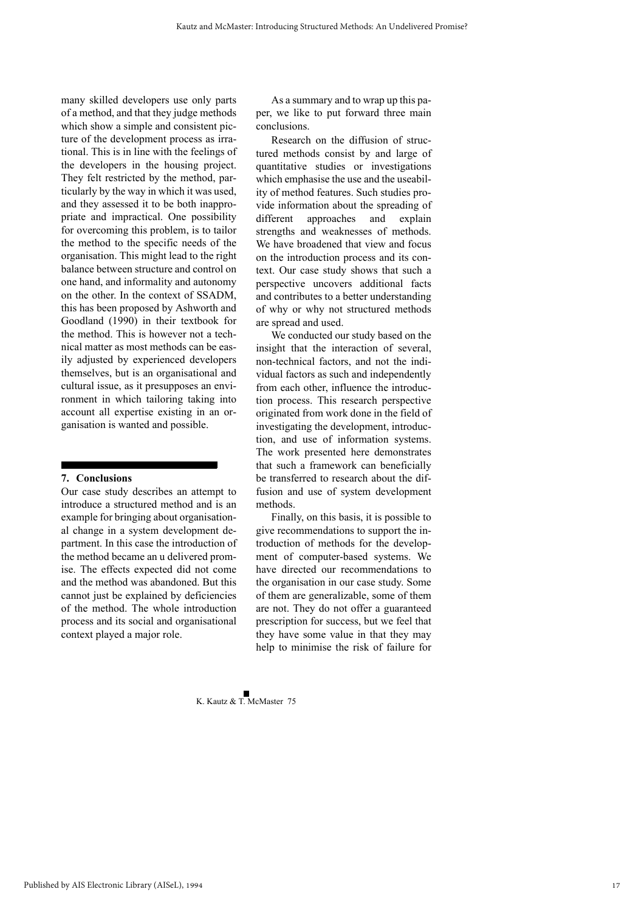many skilled developers use only parts of a method, and that they judge methods which show a simple and consistent picture of the development process as irrational. This is in line with the feelings of the developers in the housing project. They felt restricted by the method, particularly by the way in which it was used, and they assessed it to be both inappropriate and impractical. One possibility for overcoming this problem, is to tailor the method to the specific needs of the organisation. This might lead to the right balance between structure and control on one hand, and informality and autonomy on the other. In the context of SSADM, this has been proposed by Ashworth and Goodland (1990) in their textbook for the method. This is however not a technical matter as most methods can be easily adjusted by experienced developers themselves, but is an organisational and cultural issue, as it presupposes an environment in which tailoring taking into account all expertise existing in an organisation is wanted and possible.

## 7. Conclusions

Our case study describes an attempt to introduce a structured method and is an example for bringing about organisational change in a system development department. In this case the introduction of the method became an u delivered promise. The effects expected did not come and the method was abandoned. But this cannot just be explained by deficiencies of the method. The whole introduction process and its social and organisational context played a major role.

As a summary and to wrap up this paper, we like to put forward three main conclusions.

Research on the diffusion of structured methods consist by and large of quantitative studies or investigations which emphasise the use and the useability of method features. Such studies provide information about the spreading of different approaches and explain strengths and weaknesses of methods. We have broadened that view and focus on the introduction process and its context. Our case study shows that such a perspective uncovers additional facts and contributes to a better understanding of why or why not structured methods are spread and used.

We conducted our study based on the insight that the interaction of several, non-technical factors, and not the individual factors as such and independently from each other, influence the introduction process. This research perspective originated from work done in the field of investigating the development, introduction, and use of information systems. The work presented here demonstrates that such a framework can beneficially be transferred to research about the diffusion and use of system development methods.

Finally, on this basis, it is possible to give recommendations to support the introduction of methods for the development of computer-based systems. We have directed our recommendations to the organisation in our case study. Some of them are generalizable, some of them are not. They do not offer a guaranteed prescription for success, but we feel that they have some value in that they may help to minimise the risk of failure for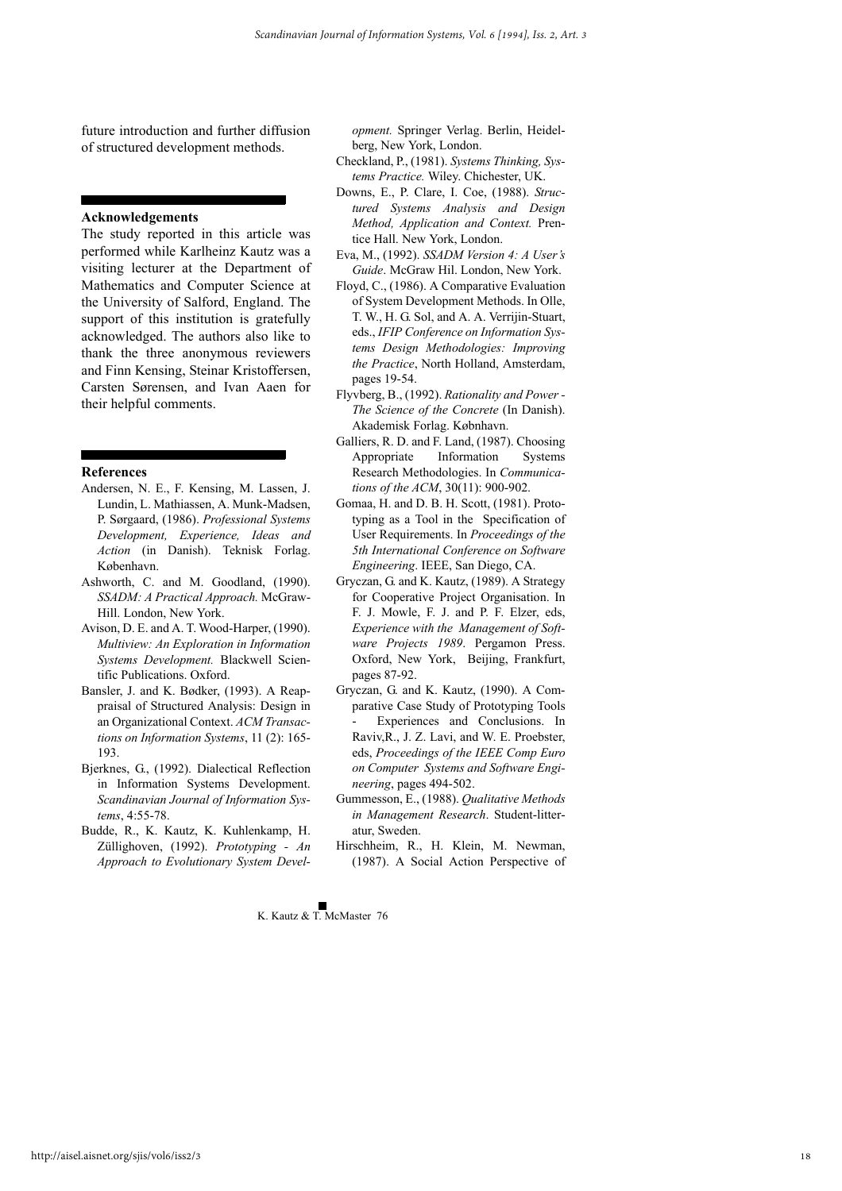future introduction and further diffusion of structured development methods.

## Acknowledgements

The study reported in this article was performed while Karlheinz Kautz was a visiting lecturer at the Department of Mathematics and Computer Science at the University of Salford, England. The support of this institution is gratefully acknowledged. The authors also like to thank the three anonymous reviewers and Finn Kensing, Steinar Kristoffersen, Carsten Sørensen, and Ivan Aaen for their helpful comments.

## References

Andersen, N. E., F. Kensing, M. Lassen, J. Lundin, L. Mathiassen, A. Munk-Madsen, P. Sørgaard, (1986). *Professional Systems Development, Experience, Ideas and Action* (in Danish). Teknisk Forlag. København.

Ashworth, C. and M. Goodland, (1990). *SSADM: A Practical Approach.* McGraw-Hill. London, New York.

Avison, D. E. and A. T. Wood-Harper, (1990). *Multiview: An Exploration in Information Systems Development.* Blackwell Scientific Publications. Oxford.

Bansler, J. and K. Bødker, (1993). A Reappraisal of Structured Analysis: Design in an Organizational Context. *ACM Transactions on Information Systems*, 11 (2): 165-193.

Bjerknes, G., (1992). Dialectical Reflection in Information Systems Development. *Scandinavian Journal of Information Systems*, 4:55-78.

Budde, R., K. Kautz, K. Kuhlenkamp, H. Züllighoven, (1992). *Prototyping - An Approach to Evolutionary System Development.* Springer Verlag. Berlin, Heidelberg, New York, London.

Checkland, P., (1981). *Systems Thinking, Systems Practice.* Wiley. Chichester, UK.

Downs, E., P. Clare, I. Coe, (1988). *Structured Systems Analysis and Design Method, Application and Context.* Prentice Hall. New York, London.

Eva, M., (1992). *SSADM Version 4: A User's Guide*. McGraw Hil. London, New York.

Floyd, C., (1986). A Comparative Evaluation of System Development Methods. In Olle, T. W., H. G. Sol, and A. A. Verrijin-Stuart, eds., *IFIP Conference on Information Systems Design Methodologies: Improving the Practice*, North Holland, Amsterdam, pages 19-54.

Flyvberg, B., (1992). *Rationality and Power - The Science of the Concrete* (In Danish). Akademisk Forlag. København.

Galliers, R. D. and F. Land, (1987). Choosing Appropriate Information Systems Research Methodologies. In *Communications of the ACM*, 30(11): 900-902.

Gomaa, H. and D. B. H. Scott, (1981). Prototyping as a Tool in the Specification of User Requirements. In *Proceedings of the 5th International Conference on Software Engineering*. IEEE, San Diego, CA.

Gryczan, G. and K. Kautz, (1989). A Strategy for Cooperative Project Organisation. In F. J. Mowle, F. J. and P. F. Elzer, eds, *Experience with the Management of Software Projects 1989*. Pergamon Press. Oxford, New York, Beijing, Frankfurt, pages 87-92.

Gryczan, G. and K. Kautz, (1990). A Comparative Case Study of Prototyping Tools - Experiences and Conclusions. In Raviv,R., J. Z. Lavi, and W. E. Proebster, eds, *Proceedings of the IEEE Comp Euro on Computer Systems and Software Engineering*, pages 494-502.

Gummesson, E., (1988). *Qualitative Methods in Management Research*. Student-litteratur, Sweden.

Hirschheim, R., H. Klein, M. Newman, (1987). A Social Action Perspective of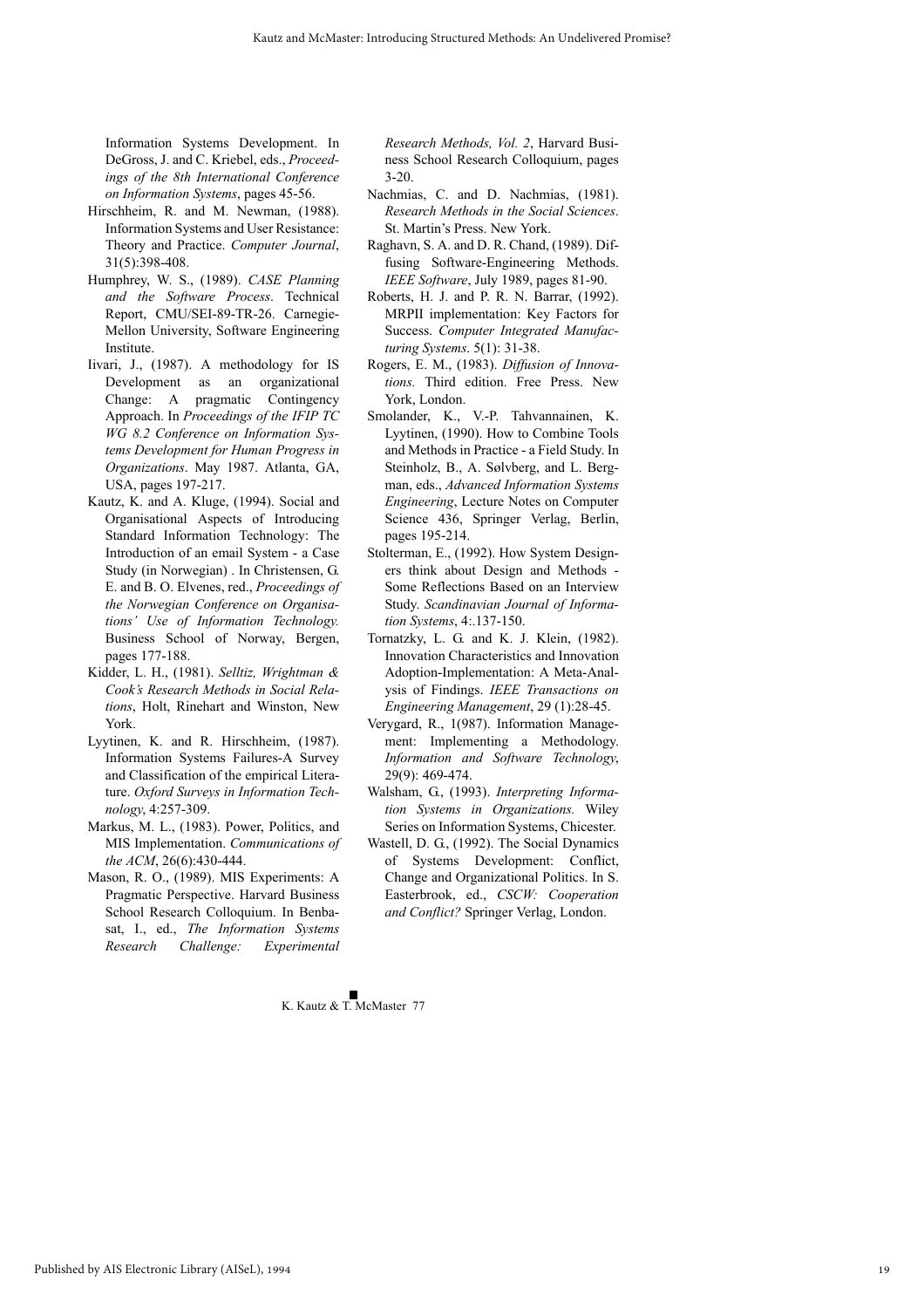Information Systems Development. In DeGross, J. and C. Kriebel, eds., *Proceedings of the 8th International Conference on Information Systems*, pages 45-56.

Hirschheim, R. and M. Newman, (1988). Information Systems and User Resistance: Theory and Practice. *Computer Journal*, 31(5):398-408.

Humphrey, W. S., (1989). *CASE Planning and the Software Process*. Technical Report, CMU/SEI-89-TR-26. Carnegie-Mellon University, Software Engineering Institute.

Iivari, J., (1987). A methodology for IS Development as an organizational Change: A pragmatic Contingency Approach. In *Proceedings of the IFIP TC WG 8.2 Conference on Information Systems Development for Human Progress in Organizations*. May 1987. Atlanta, GA, USA, pages 197-217.

Kautz, K. and A. Kluge, (1994). Social and Organisational Aspects of Introducing Standard Information Technology: The Introduction of an email System - a Case Study (in Norwegian) . In Christensen, G. E. and B. O. Elvenes, red., *Proceedings of the Norwegian Conference on Organisations' Use of Information Technology.* Business School of Norway, Bergen, pages 177-188.

Kidder, L. H., (1981). *Selltiz, Wrightman & Cook's Research Methods in Social Relations*, Holt, Rinehart and Winston, New York.

Lyytinen, K. and R. Hirschheim, (1987). Information Systems Failures-A Survey and Classification of the empirical Literature. *Oxford Surveys in Information Technology*, 4:257-309.

Markus, M. L., (1983). Power, Politics, and MIS Implementation. *Communications of the ACM*, 26(6):430-444.

Mason, R. O., (1989). MIS Experiments: A Pragmatic Perspective. Harvard Business School Research Colloquium. In Benbasat, I., ed., *The Information Systems Research Challenge: Experimental Research Methods, Vol. 2*, Harvard Business School Research Colloquium, pages 3-20.

Nachmias, C. and D. Nachmias, (1981). *Research Methods in the Social Sciences*. St. Martin's Press. New York.

Raghavn, S. A. and D. R. Chand, (1989). Diffusing Software-Engineering Methods. *IEEE Software*, July 1989, pages 81-90.

Roberts, H. J. and P. R. N. Barrar, (1992). MRPII implementation: Key Factors for Success. *Computer Integrated Manufacturing Systems*. 5(1): 31-38.

Rogers, E. M., (1983). *Diffusion of Innovations.* Third edition. Free Press. New York, London.

Smolander, K., V.-P. Tahvannainen, K. Lyytinen, (1990). How to Combine Tools and Methods in Practice - a Field Study. In Steinholz, B., A. Sølvberg, and L. Bergman, eds., *Advanced Information Systems Engineering*, Lecture Notes on Computer Science 436, Springer Verlag, Berlin, pages 195-214.

Stolterman, E., (1992). How System Designers think about Design and Methods - Some Reflections Based on an Interview Study. *Scandinavian Journal of Information Systems*, 4:.137-150.

Tornatzky, L. G. and K. J. Klein, (1982). Innovation Characteristics and Innovation Adoption-Implementation: A Meta-Analysis of Findings. *IEEE Transactions on Engineering Management*, 29 (1):28-45.

Verygard, R., 1(987). Information Management: Implementing a Methodology. *Information and Software Technology*, 29(9): 469-474.

Walsham, G., (1993). *Interpreting Information Systems in Organizations.* Wiley Series on Information Systems, Chicester.

Wastell, D. G., (1992). The Social Dynamics of Systems Development: Conflict, Change and Organizational Politics. In S. Easterbrook, ed., *CSCW: Cooperation and Conflict?* Springer Verlag, London.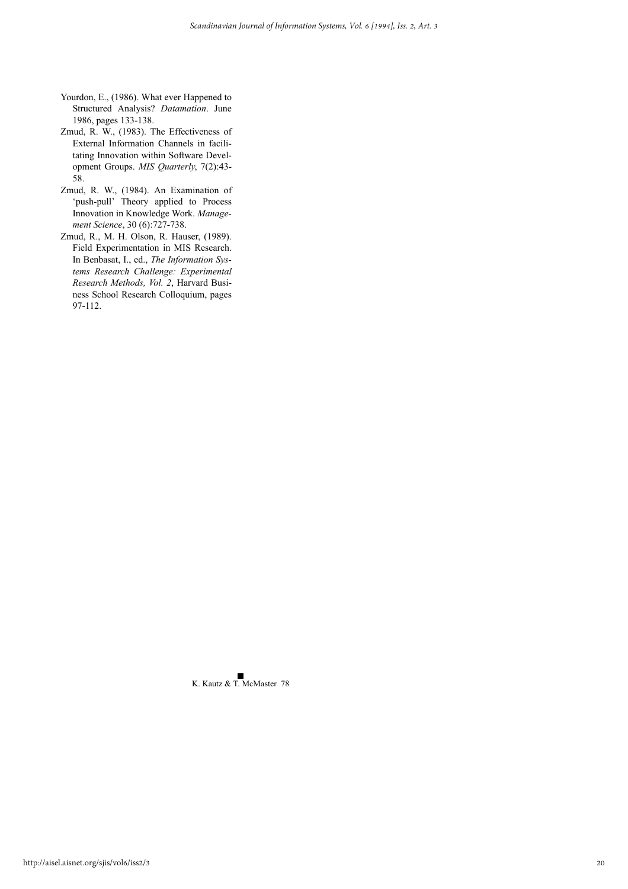Yourdon, E., (1986). What ever Happened to Structured Analysis? *Datamation*. June 1986, pages 133-138.

Zmud, R. W., (1983). The Effectiveness of External Information Channels in facilitating Innovation within Software Development Groups. *MIS Quarterly*, 7(2):43-58.

Zmud, R. W., (1984). An Examination of 'push-pull' Theory applied to Process Innovation in Knowledge Work. *Management Science*, 30 (6):727-738.

Zmud, R., M. H. Olson, R. Hauser, (1989). Field Experimentation in MIS Research. In Benbasat, I., ed., *The Information Systems Research Challenge: Experimental Research Methods, Vol. 2*, Harvard Business School Research Colloquium, pages 97-112.